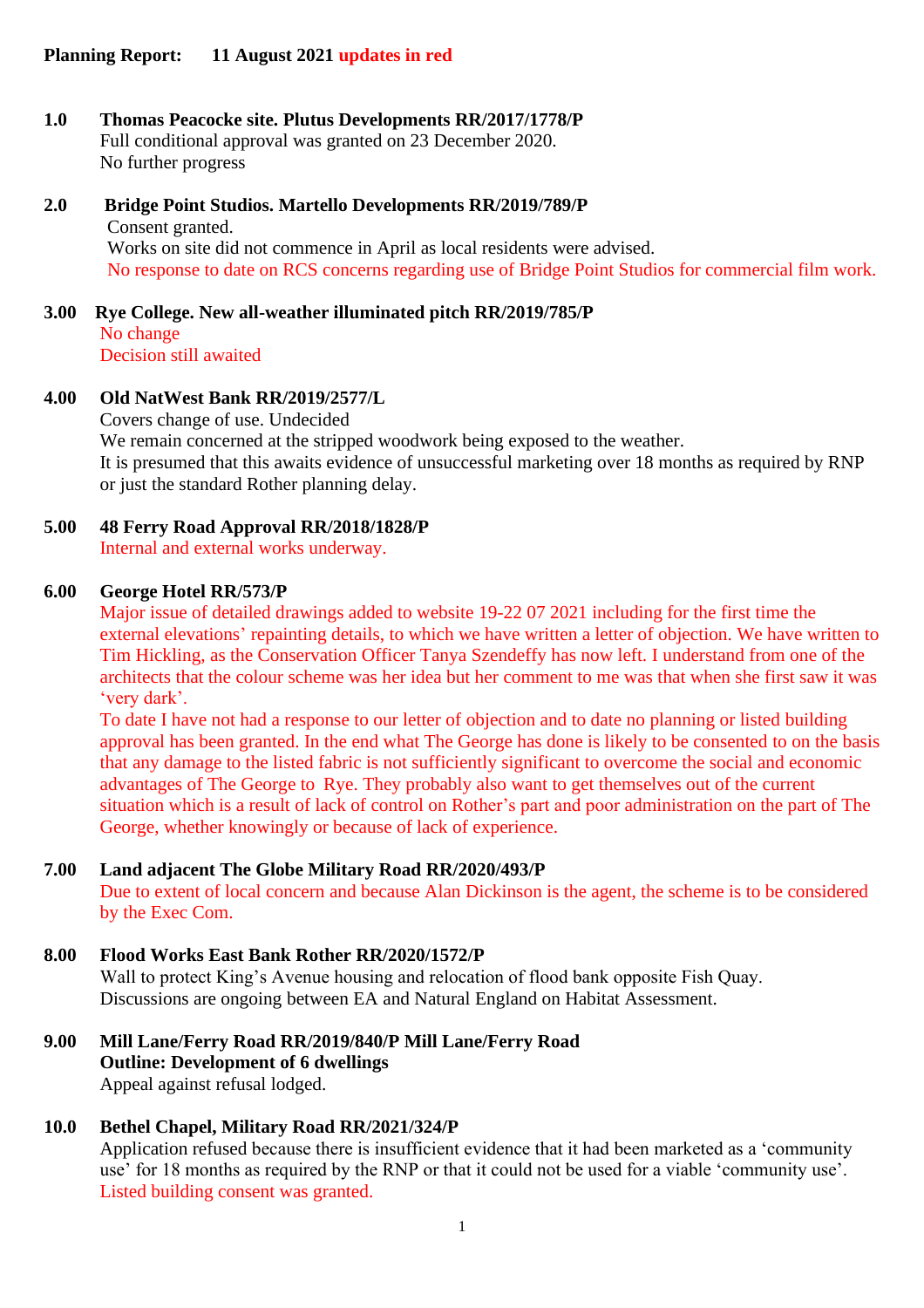**Planning Report: 11 August 2021 updates in red**

**1.0 Thomas Peacocke site. Plutus Developments RR/2017/1778/P**
Full conditional approval was granted on 23 December 2020.
No further progress

**2.0 Bridge Point Studios. Martello Developments RR/2019/789/P**
Consent granted.
Works on site did not commence in April as local residents were advised.
No response to date on RCS concerns regarding use of Bridge Point Studios for commercial film work.

**3.00 Rye College. New all-weather illuminated pitch RR/2019/785/P**
No change
Decision still awaited

**4.00 Old NatWest Bank RR/2019/2577/L**
Covers change of use. Undecided
We remain concerned at the stripped woodwork being exposed to the weather.
It is presumed that this awaits evidence of unsuccessful marketing over 18 months as required by RNP or just the standard Rother planning delay.

**5.00 48 Ferry Road Approval RR/2018/1828/P**
Internal and external works underway.

**6.00 George Hotel RR/573/P**
Major issue of detailed drawings added to website 19-22 07 2021 including for the first time the external elevations' repainting details, to which we have written a letter of objection. We have written to Tim Hickling, as the Conservation Officer Tanya Szendeffy has now left. I understand from one of the architects that the colour scheme was her idea but her comment to me was that when she first saw it was 'very dark'.
To date I have not had a response to our letter of objection and to date no planning or listed building approval has been granted. In the end what The George has done is likely to be consented to on the basis that any damage to the listed fabric is not sufficiently significant to overcome the social and economic advantages of The George to Rye. They probably also want to get themselves out of the current situation which is a result of lack of control on Rother's part and poor administration on the part of The George, whether knowingly or because of lack of experience.

**7.00 Land adjacent The Globe Military Road RR/2020/493/P**
Due to extent of local concern and because Alan Dickinson is the agent, the scheme is to be considered by the Exec Com.

**8.00 Flood Works East Bank Rother RR/2020/1572/P**
Wall to protect King's Avenue housing and relocation of flood bank opposite Fish Quay.
Discussions are ongoing between EA and Natural England on Habitat Assessment.

**9.00 Mill Lane/Ferry Road RR/2019/840/P Mill Lane/Ferry Road**
**Outline: Development of 6 dwellings**
Appeal against refusal lodged.

**10.0 Bethel Chapel, Military Road RR/2021/324/P**
Application refused because there is insufficient evidence that it had been marketed as a 'community use' for 18 months as required by the RNP or that it could not be used for a viable 'community use'.
Listed building consent was granted.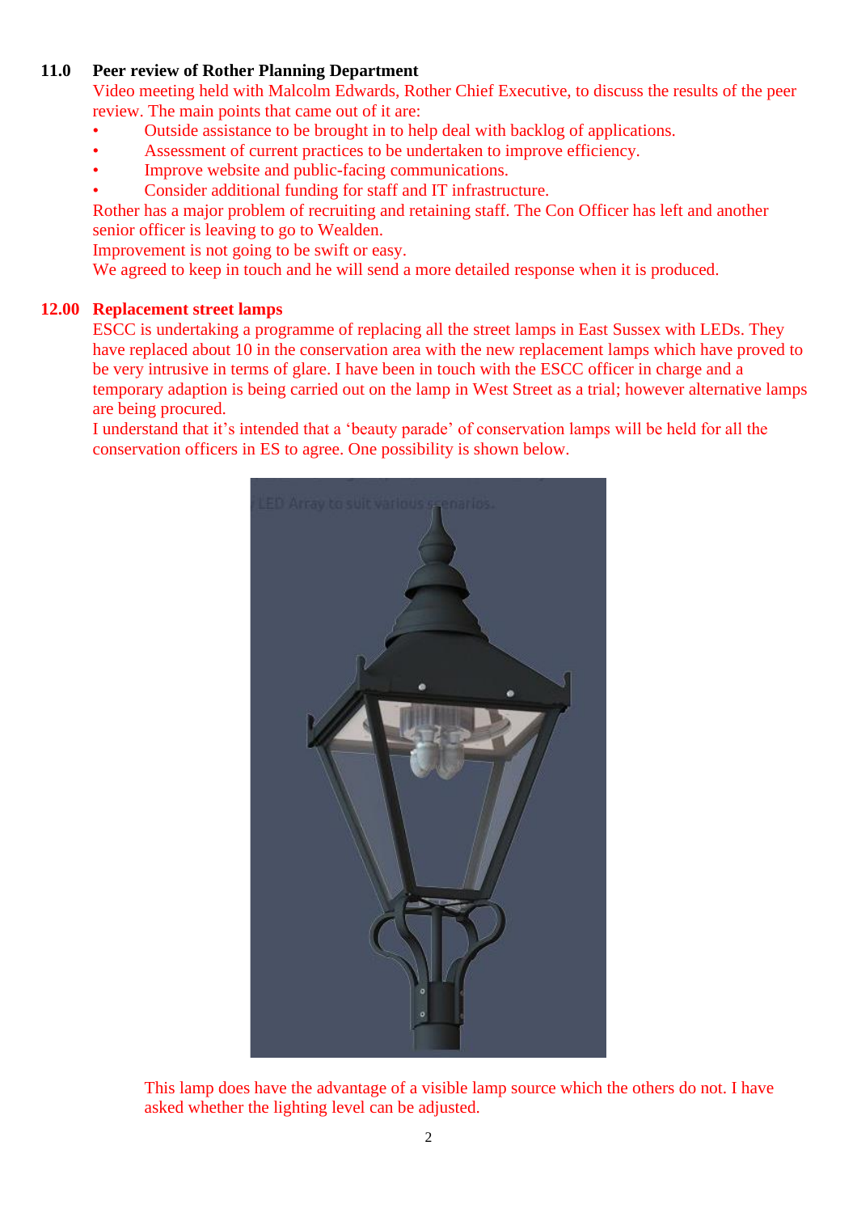## 11.0 Peer review of Rother Planning Department

Video meeting held with Malcolm Edwards, Rother Chief Executive, to discuss the results of the peer review. The main points that came out of it are:

- Outside assistance to be brought in to help deal with backlog of applications.
- Assessment of current practices to be undertaken to improve efficiency.
- Improve website and public-facing communications.
- Consider additional funding for staff and IT infrastructure.

Rother has a major problem of recruiting and retaining staff. The Con Officer has left and another senior officer is leaving to go to Wealden.

Improvement is not going to be swift or easy.

We agreed to keep in touch and he will send a more detailed response when it is produced.

## 12.00 Replacement street lamps

ESCC is undertaking a programme of replacing all the street lamps in East Sussex with LEDs. They have replaced about 10 in the conservation area with the new replacement lamps which have proved to be very intrusive in terms of glare. I have been in touch with the ESCC officer in charge and a temporary adaption is being carried out on the lamp in West Street as a trial; however alternative lamps are being procured.

I understand that it's intended that a 'beauty parade' of conservation lamps will be held for all the conservation officers in ES to agree. One possibility is shown below.

This lamp does have the advantage of a visible lamp source which the others do not. I have asked whether the lighting level can be adjusted.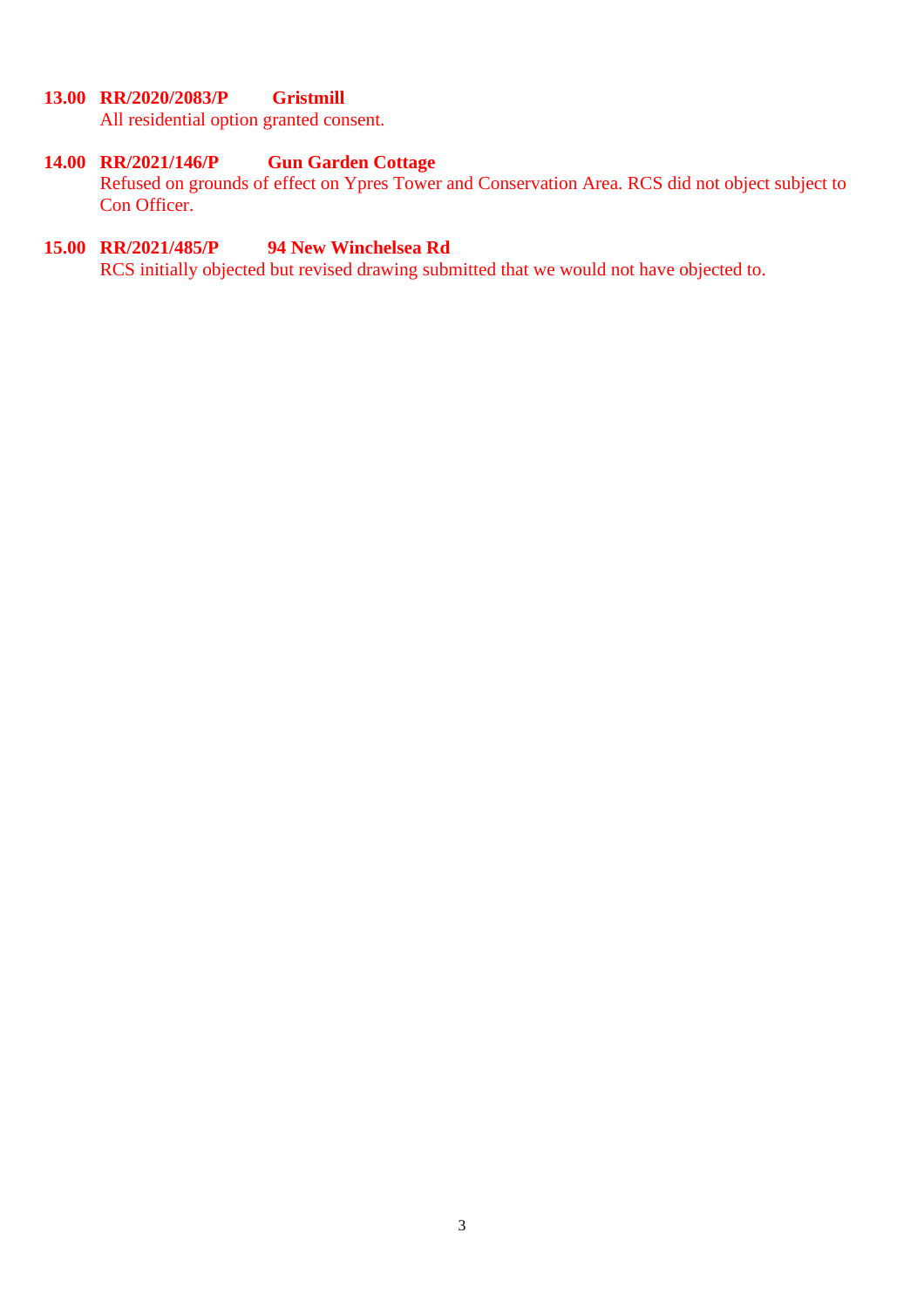**13.00 RR/2020/2083/P Gristmill**

All residential option granted consent.

**14.00 RR/2021/146/P Gun Garden Cottage**

Refused on grounds of effect on Ypres Tower and Conservation Area. RCS did not object subject to Con Officer.

**15.00 RR/2021/485/P 94 New Winchelsea Rd**

RCS initially objected but revised drawing submitted that we would not have objected to.